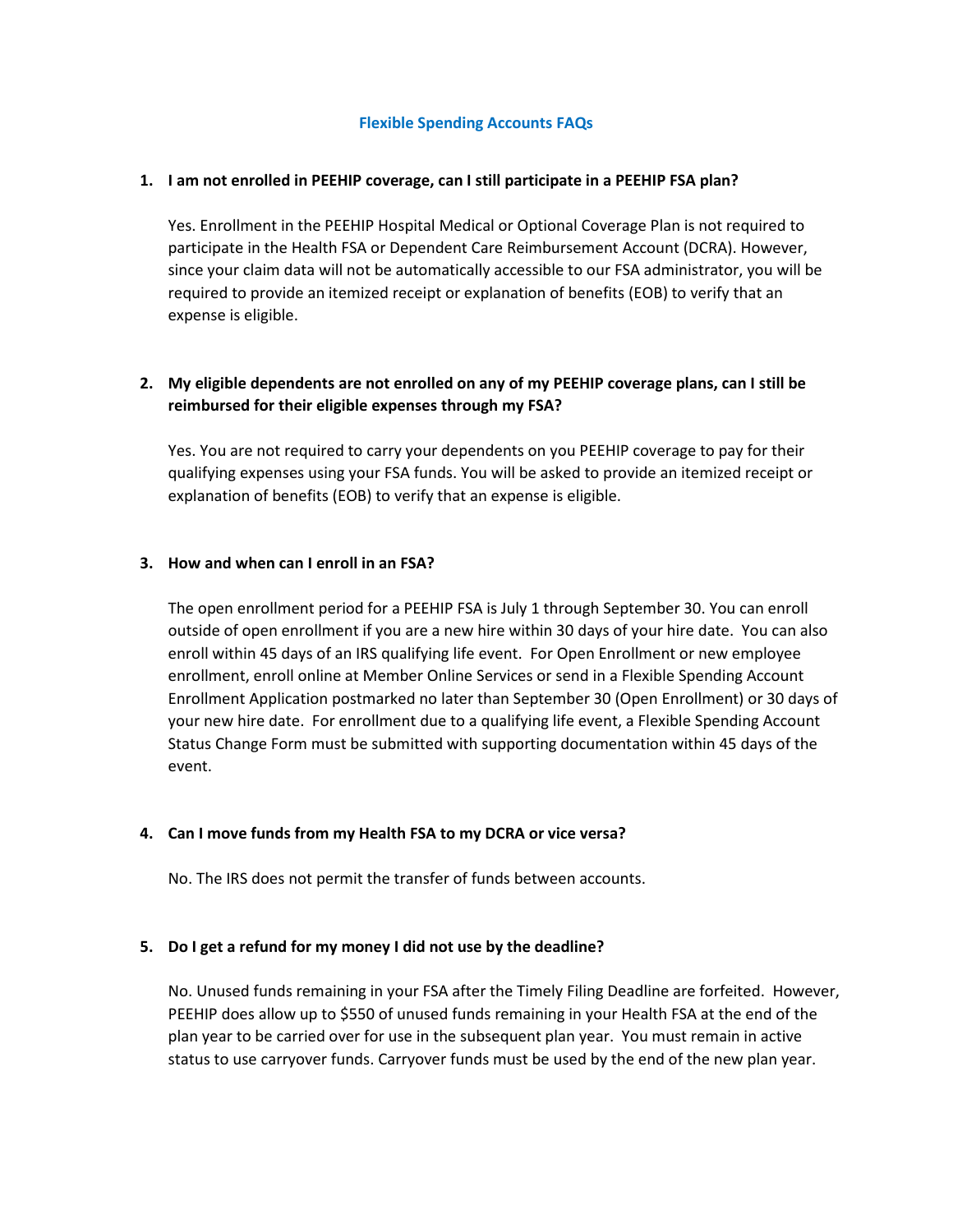# Flexible Spending Accounts FAQs

1. **I am not enrolled in PEEHIP coverage, can I still participate in a PEEHIP FSA plan?**

   Yes. Enrollment in the PEEHIP Hospital Medical or Optional Coverage Plan is not required to participate in the Health FSA or Dependent Care Reimbursement Account (DCRA). However, since your claim data will not be automatically accessible to our FSA administrator, you will be required to provide an itemized receipt or explanation of benefits (EOB) to verify that an expense is eligible.

2. **My eligible dependents are not enrolled on any of my PEEHIP coverage plans, can I still be reimbursed for their eligible expenses through my FSA?**

   Yes. You are not required to carry your dependents on you PEEHIP coverage to pay for their qualifying expenses using your FSA funds. You will be asked to provide an itemized receipt or explanation of benefits (EOB) to verify that an expense is eligible.

3. **How and when can I enroll in an FSA?**

   The open enrollment period for a PEEHIP FSA is July 1 through September 30. You can enroll outside of open enrollment if you are a new hire within 30 days of your hire date. You can also enroll within 45 days of an IRS qualifying life event. For Open Enrollment or new employee enrollment, enroll online at Member Online Services or send in a Flexible Spending Account Enrollment Application postmarked no later than September 30 (Open Enrollment) or 30 days of your new hire date. For enrollment due to a qualifying life event, a Flexible Spending Account Status Change Form must be submitted with supporting documentation within 45 days of the event.

4. **Can I move funds from my Health FSA to my DCRA or vice versa?**

   No. The IRS does not permit the transfer of funds between accounts.

5. **Do I get a refund for my money I did not use by the deadline?**

   No. Unused funds remaining in your FSA after the Timely Filing Deadline are forfeited. However, PEEHIP does allow up to $550 of unused funds remaining in your Health FSA at the end of the plan year to be carried over for use in the subsequent plan year. You must remain in active status to use carryover funds. Carryover funds must be used by the end of the new plan year.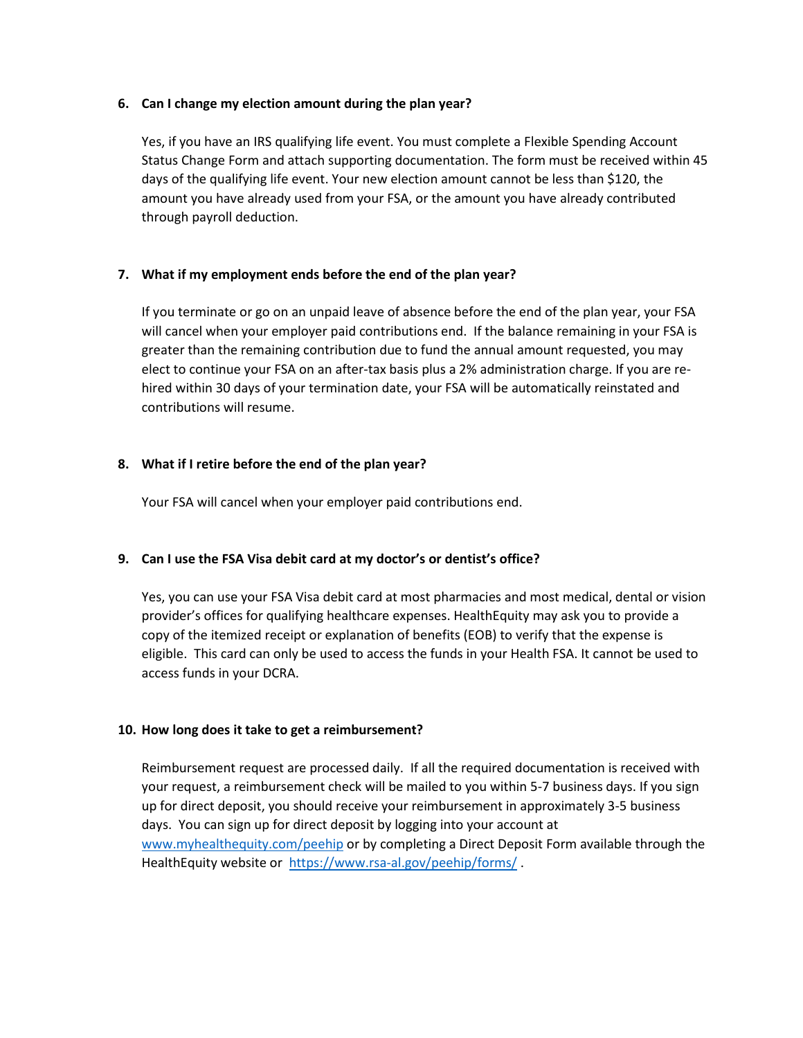6. **Can I change my election amount during the plan year?**

   Yes, if you have an IRS qualifying life event. You must complete a Flexible Spending Account Status Change Form and attach supporting documentation. The form must be received within 45 days of the qualifying life event. Your new election amount cannot be less than $120, the amount you have already used from your FSA, or the amount you have already contributed through payroll deduction.

7. **What if my employment ends before the end of the plan year?**

   If you terminate or go on an unpaid leave of absence before the end of the plan year, your FSA will cancel when your employer paid contributions end. If the balance remaining in your FSA is greater than the remaining contribution due to fund the annual amount requested, you may elect to continue your FSA on an after-tax basis plus a 2% administration charge. If you are re-hired within 30 days of your termination date, your FSA will be automatically reinstated and contributions will resume.

8. **What if I retire before the end of the plan year?**

   Your FSA will cancel when your employer paid contributions end.

9. **Can I use the FSA Visa debit card at my doctor's or dentist's office?**

   Yes, you can use your FSA Visa debit card at most pharmacies and most medical, dental or vision provider's offices for qualifying healthcare expenses. HealthEquity may ask you to provide a copy of the itemized receipt or explanation of benefits (EOB) to verify that the expense is eligible. This card can only be used to access the funds in your Health FSA. It cannot be used to access funds in your DCRA.

10. **How long does it take to get a reimbursement?**

    Reimbursement request are processed daily. If all the required documentation is received with your request, a reimbursement check will be mailed to you within 5-7 business days. If you sign up for direct deposit, you should receive your reimbursement in approximately 3-5 business days. You can sign up for direct deposit by logging into your account at [www.myhealthequity.com/peehip](http://www.myhealthequity.com/peehip) or by completing a Direct Deposit Form available through the HealthEquity website or [https://www.rsa-al.gov/peehip/forms/](https://www.rsa-al.gov/peehip/forms/) .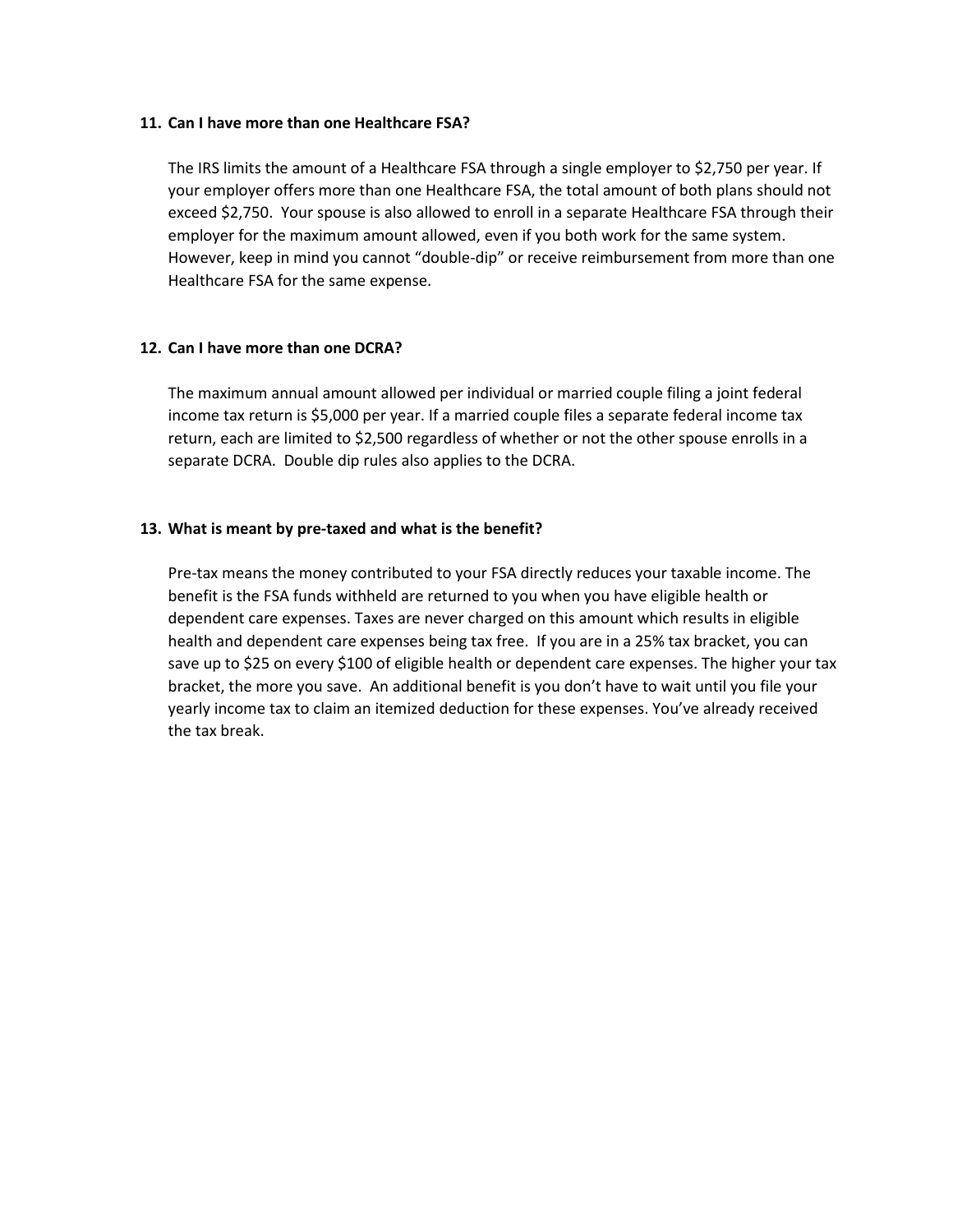**11. Can I have more than one Healthcare FSA?**

The IRS limits the amount of a Healthcare FSA through a single employer to $2,750 per year. If your employer offers more than one Healthcare FSA, the total amount of both plans should not exceed $2,750. Your spouse is also allowed to enroll in a separate Healthcare FSA through their employer for the maximum amount allowed, even if you both work for the same system. However, keep in mind you cannot "double-dip" or receive reimbursement from more than one Healthcare FSA for the same expense.

**12. Can I have more than one DCRA?**

The maximum annual amount allowed per individual or married couple filing a joint federal income tax return is $5,000 per year. If a married couple files a separate federal income tax return, each are limited to $2,500 regardless of whether or not the other spouse enrolls in a separate DCRA. Double dip rules also applies to the DCRA.

**13. What is meant by pre-taxed and what is the benefit?**

Pre-tax means the money contributed to your FSA directly reduces your taxable income. The benefit is the FSA funds withheld are returned to you when you have eligible health or dependent care expenses. Taxes are never charged on this amount which results in eligible health and dependent care expenses being tax free. If you are in a 25% tax bracket, you can save up to $25 on every $100 of eligible health or dependent care expenses. The higher your tax bracket, the more you save. An additional benefit is you don't have to wait until you file your yearly income tax to claim an itemized deduction for these expenses. You've already received the tax break.